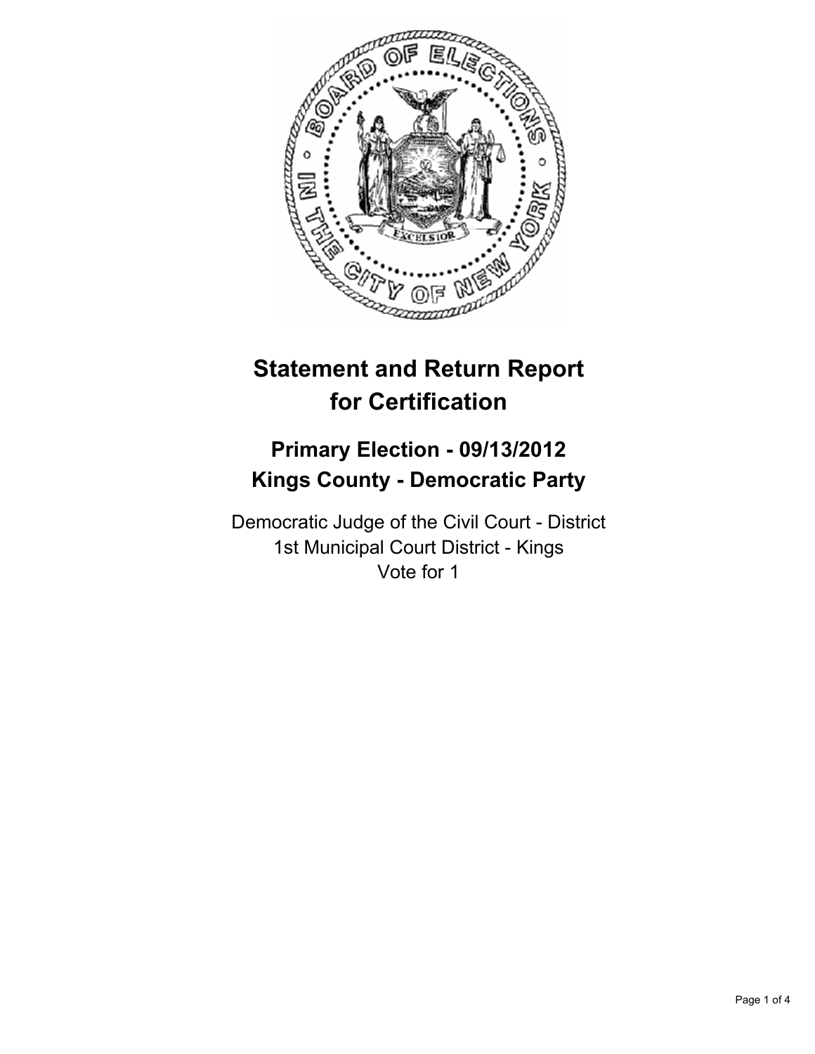# Statement and Return Report for Certification

## Primary Election - 09/13/2012
## Kings County - Democratic Party

Democratic Judge of the Civil Court - District
1st Municipal Court District - Kings
Vote for 1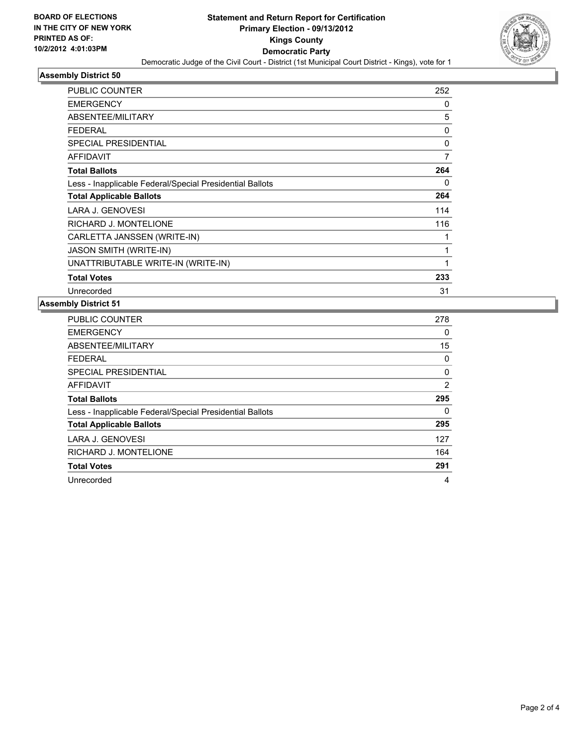**BOARD OF ELECTIONS IN THE CITY OF NEW YORK PRINTED AS OF: 10/2/2012 4:01:03PM**

# Statement and Return Report for Certification
## Primary Election - 09/13/2012
## Kings County
## Democratic Party

Democratic Judge of the Civil Court - District (1st Municipal Court District - Kings), vote for 1

### Assembly District 50

| | |
|---|---|
| PUBLIC COUNTER | 252 |
| EMERGENCY | 0 |
| ABSENTEE/MILITARY | 5 |
| FEDERAL | 0 |
| SPECIAL PRESIDENTIAL | 0 |
| AFFIDAVIT | 7 |
| **Total Ballots** | **264** |
| Less - Inapplicable Federal/Special Presidential Ballots | 0 |
| **Total Applicable Ballots** | **264** |
| LARA J. GENOVESI | 114 |
| RICHARD J. MONTELIONE | 116 |
| CARLETTA JANSSEN (WRITE-IN) | 1 |
| JASON SMITH (WRITE-IN) | 1 |
| UNATTRIBUTABLE WRITE-IN (WRITE-IN) | 1 |
| **Total Votes** | **233** |
| Unrecorded | 31 |

### Assembly District 51

| | |
|---|---|
| PUBLIC COUNTER | 278 |
| EMERGENCY | 0 |
| ABSENTEE/MILITARY | 15 |
| FEDERAL | 0 |
| SPECIAL PRESIDENTIAL | 0 |
| AFFIDAVIT | 2 |
| **Total Ballots** | **295** |
| Less - Inapplicable Federal/Special Presidential Ballots | 0 |
| **Total Applicable Ballots** | **295** |
| LARA J. GENOVESI | 127 |
| RICHARD J. MONTELIONE | 164 |
| **Total Votes** | **291** |
| Unrecorded | 4 |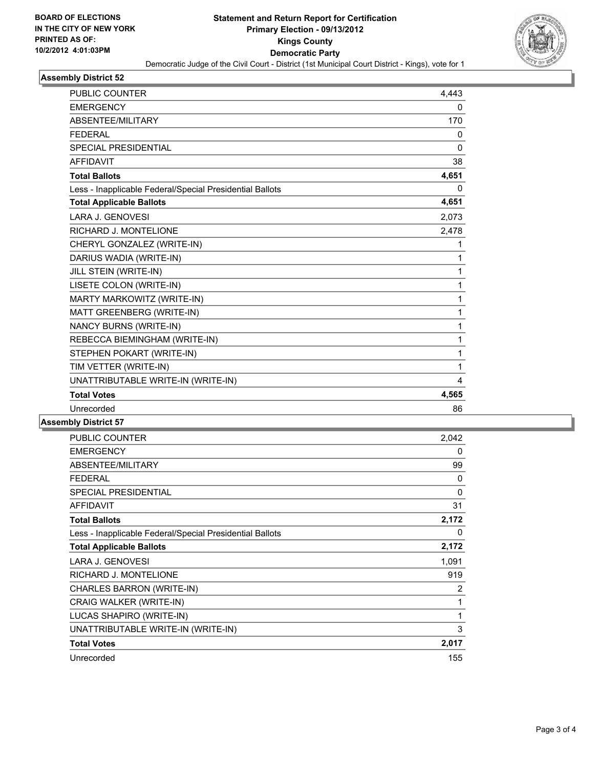BOARD OF ELECTIONS
IN THE CITY OF NEW YORK
PRINTED AS OF:
10/2/2012 4:01:03PM

# Statement and Return Report for Certification
## Primary Election - 09/13/2012
## Kings County
## Democratic Party
### Democratic Judge of the Civil Court - District (1st Municipal Court District - Kings), vote for 1

### Assembly District 52

| | |
|---|---|
| PUBLIC COUNTER | 4,443 |
| EMERGENCY | 0 |
| ABSENTEE/MILITARY | 170 |
| FEDERAL | 0 |
| SPECIAL PRESIDENTIAL | 0 |
| AFFIDAVIT | 38 |
| **Total Ballots** | **4,651** |
| Less - Inapplicable Federal/Special Presidential Ballots | 0 |
| **Total Applicable Ballots** | **4,651** |
| LARA J. GENOVESI | 2,073 |
| RICHARD J. MONTELIONE | 2,478 |
| CHERYL GONZALEZ (WRITE-IN) | 1 |
| DARIUS WADIA (WRITE-IN) | 1 |
| JILL STEIN (WRITE-IN) | 1 |
| LISETE COLON (WRITE-IN) | 1 |
| MARTY MARKOWITZ (WRITE-IN) | 1 |
| MATT GREENBERG (WRITE-IN) | 1 |
| NANCY BURNS (WRITE-IN) | 1 |
| REBECCA BIEMINGHAM (WRITE-IN) | 1 |
| STEPHEN POKART (WRITE-IN) | 1 |
| TIM VETTER (WRITE-IN) | 1 |
| UNATTRIBUTABLE WRITE-IN (WRITE-IN) | 4 |
| **Total Votes** | **4,565** |
| Unrecorded | 86 |

### Assembly District 57

| | |
|---|---|
| PUBLIC COUNTER | 2,042 |
| EMERGENCY | 0 |
| ABSENTEE/MILITARY | 99 |
| FEDERAL | 0 |
| SPECIAL PRESIDENTIAL | 0 |
| AFFIDAVIT | 31 |
| **Total Ballots** | **2,172** |
| Less - Inapplicable Federal/Special Presidential Ballots | 0 |
| **Total Applicable Ballots** | **2,172** |
| LARA J. GENOVESI | 1,091 |
| RICHARD J. MONTELIONE | 919 |
| CHARLES BARRON (WRITE-IN) | 2 |
| CRAIG WALKER (WRITE-IN) | 1 |
| LUCAS SHAPIRO (WRITE-IN) | 1 |
| UNATTRIBUTABLE WRITE-IN (WRITE-IN) | 3 |
| **Total Votes** | **2,017** |
| Unrecorded | 155 |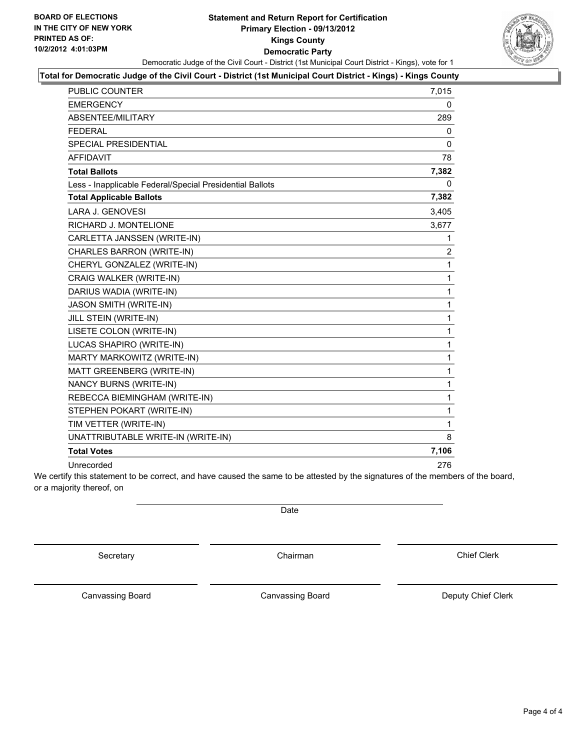**BOARD OF ELECTIONS IN THE CITY OF NEW YORK PRINTED AS OF: 10/2/2012 4:01:03PM**

# Statement and Return Report for Certification
## Primary Election - 09/13/2012
## Kings County
## Democratic Party

Democratic Judge of the Civil Court - District (1st Municipal Court District - Kings), vote for 1

**Total for Democratic Judge of the Civil Court - District (1st Municipal Court District - Kings) - Kings County**

| | |
|---|---|
| PUBLIC COUNTER | 7,015 |
| EMERGENCY | 0 |
| ABSENTEE/MILITARY | 289 |
| FEDERAL | 0 |
| SPECIAL PRESIDENTIAL | 0 |
| AFFIDAVIT | 78 |
| **Total Ballots** | **7,382** |
| Less - Inapplicable Federal/Special Presidential Ballots | 0 |
| **Total Applicable Ballots** | **7,382** |
| LARA J. GENOVESI | 3,405 |
| RICHARD J. MONTELIONE | 3,677 |
| CARLETTA JANSSEN (WRITE-IN) | 1 |
| CHARLES BARRON (WRITE-IN) | 2 |
| CHERYL GONZALEZ (WRITE-IN) | 1 |
| CRAIG WALKER (WRITE-IN) | 1 |
| DARIUS WADIA (WRITE-IN) | 1 |
| JASON SMITH (WRITE-IN) | 1 |
| JILL STEIN (WRITE-IN) | 1 |
| LISETE COLON (WRITE-IN) | 1 |
| LUCAS SHAPIRO (WRITE-IN) | 1 |
| MARTY MARKOWITZ (WRITE-IN) | 1 |
| MATT GREENBERG (WRITE-IN) | 1 |
| NANCY BURNS (WRITE-IN) | 1 |
| REBECCA BIEMINGHAM (WRITE-IN) | 1 |
| STEPHEN POKART (WRITE-IN) | 1 |
| TIM VETTER (WRITE-IN) | 1 |
| UNATTRIBUTABLE WRITE-IN (WRITE-IN) | 8 |
| **Total Votes** | **7,106** |
| Unrecorded | 276 |

We certify this statement to be correct, and have caused the same to be attested by the signatures of the members of the board, or a majority thereof, on

Date

Secretary | Chairman | Chief Clerk

Canvassing Board | Canvassing Board | Deputy Chief Clerk